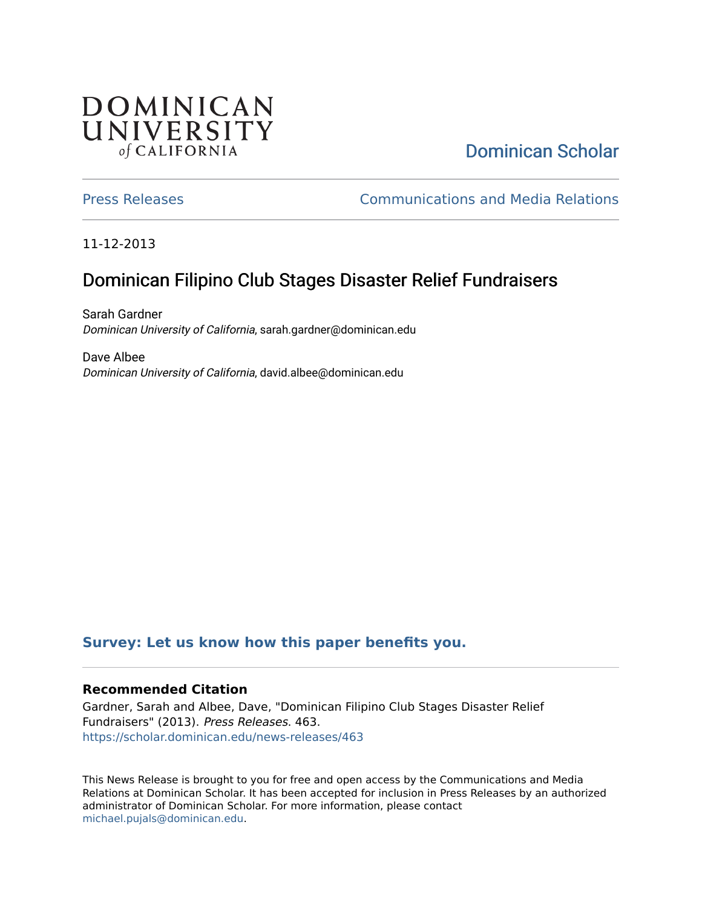DOMINICAN UNIVERSITY of CALIFORNIA

Dominican Scholar

Press Releases | Communications and Media Relations

11-12-2013

# Dominican Filipino Club Stages Disaster Relief Fundraisers

Sarah Gardner
*Dominican University of California*, sarah.gardner@dominican.edu

Dave Albee
*Dominican University of California*, david.albee@dominican.edu

**Survey: Let us know how this paper benefits you.**

### Recommended Citation

Gardner, Sarah and Albee, Dave, "Dominican Filipino Club Stages Disaster Relief Fundraisers" (2013). *Press Releases*. 463.
https://scholar.dominican.edu/news-releases/463

This News Release is brought to you for free and open access by the Communications and Media Relations at Dominican Scholar. It has been accepted for inclusion in Press Releases by an authorized administrator of Dominican Scholar. For more information, please contact michael.pujals@dominican.edu.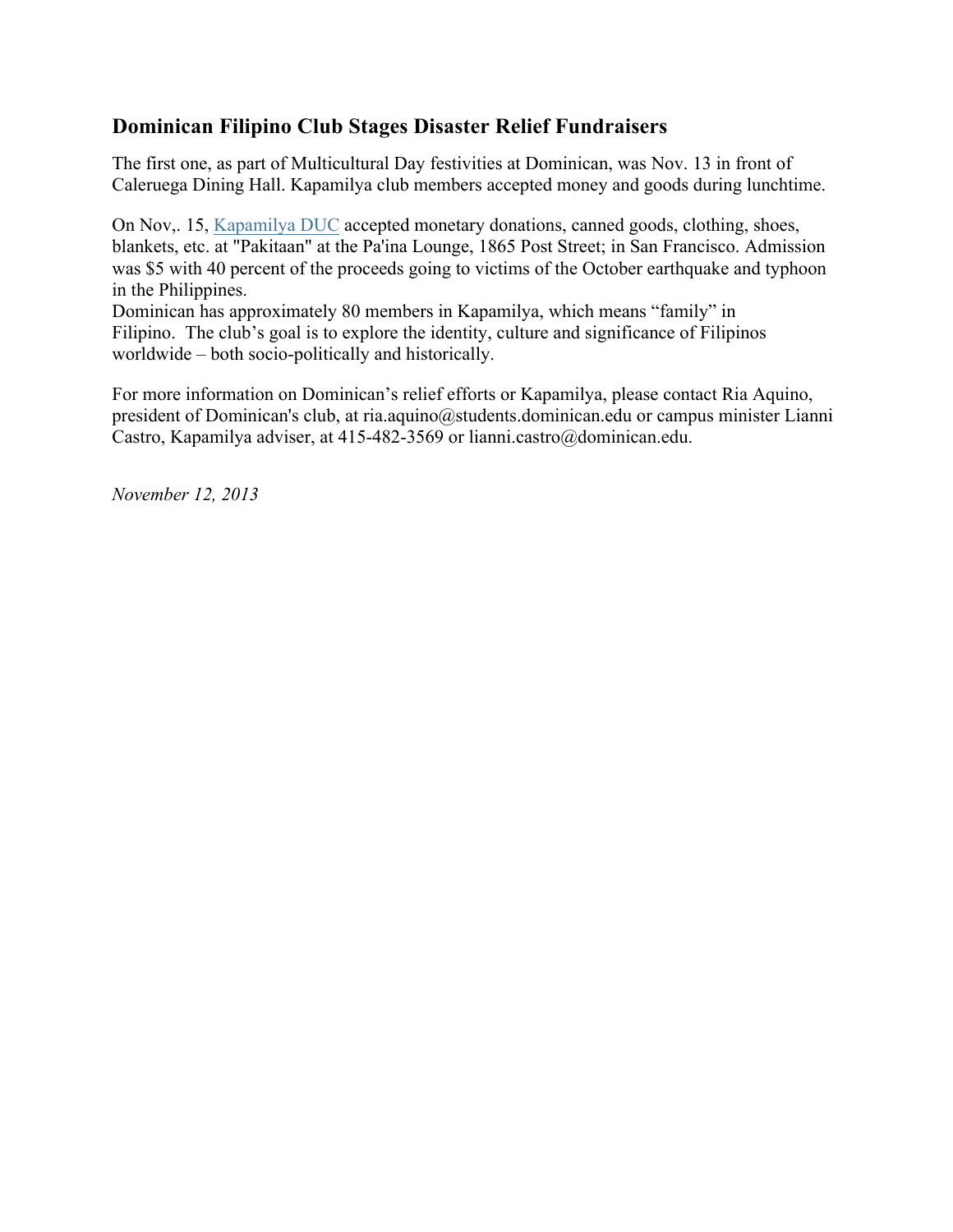## Dominican Filipino Club Stages Disaster Relief Fundraisers

The first one, as part of Multicultural Day festivities at Dominican, was Nov. 13 in front of Caleruega Dining Hall. Kapamilya club members accepted money and goods during lunchtime.

On Nov,. 15, Kapamilya DUC accepted monetary donations, canned goods, clothing, shoes, blankets, etc. at "Pakitaan" at the Pa'ina Lounge, 1865 Post Street; in San Francisco. Admission was $5 with 40 percent of the proceeds going to victims of the October earthquake and typhoon in the Philippines.
Dominican has approximately 80 members in Kapamilya, which means “family” in Filipino. The club’s goal is to explore the identity, culture and significance of Filipinos worldwide – both socio-politically and historically.

For more information on Dominican’s relief efforts or Kapamilya, please contact Ria Aquino, president of Dominican's club, at ria.aquino@students.dominican.edu or campus minister Lianni Castro, Kapamilya adviser, at 415-482-3569 or lianni.castro@dominican.edu.

*November 12, 2013*